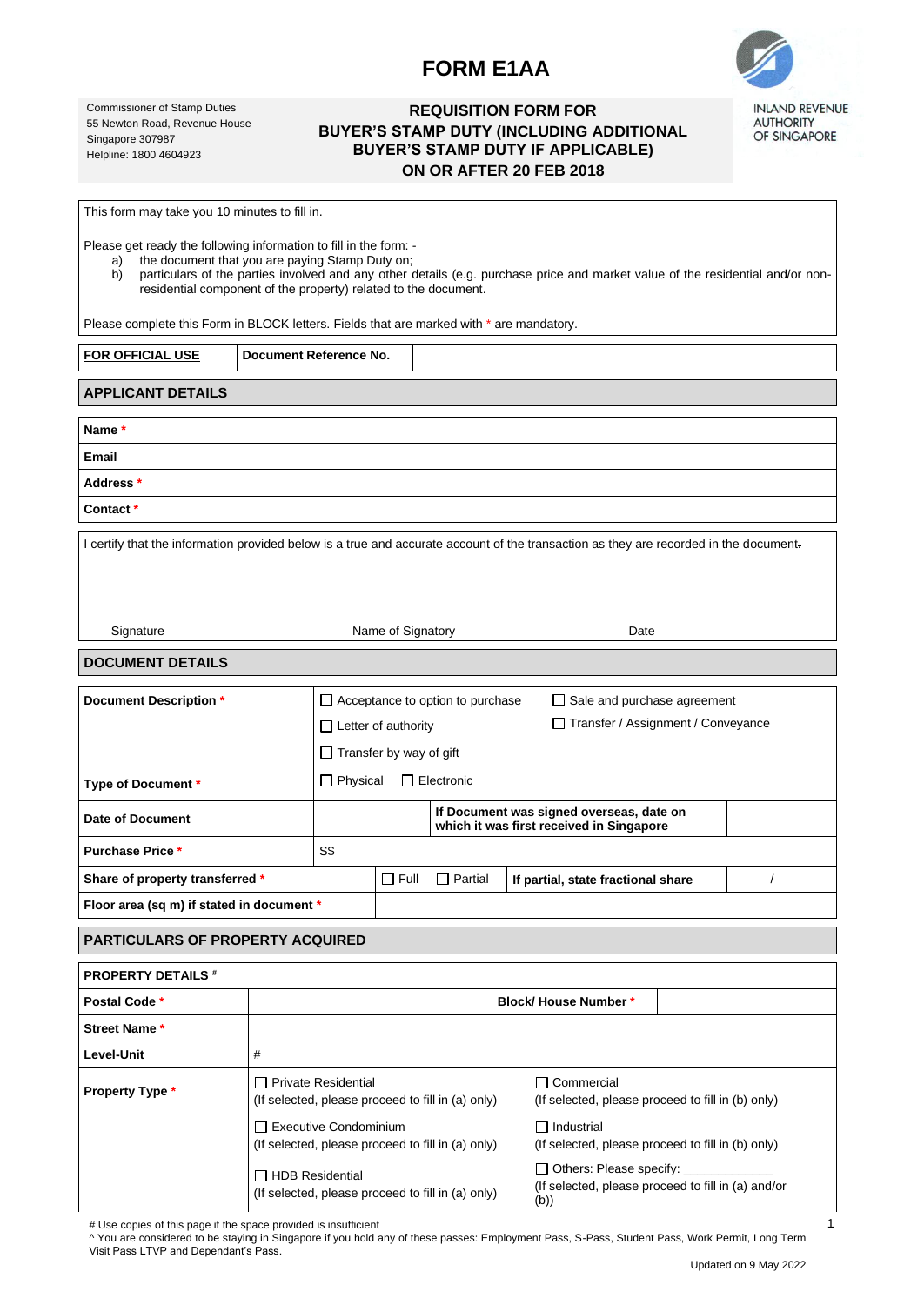# FORM E1AA

Commissioner of Stamp Duties
55 Newton Road, Revenue House
Singapore 307987
Helpline: 1800 4604923

## REQUISITION FORM FOR BUYER'S STAMP DUTY (INCLUDING ADDITIONAL BUYER'S STAMP DUTY IF APPLICABLE) ON OR AFTER 20 FEB 2018

INLAND REVENUE AUTHORITY OF SINGAPORE

This form may take you 10 minutes to fill in.

Please get ready the following information to fill in the form: -

a) the document that you are paying Stamp Duty on;
b) particulars of the parties involved and any other details (e.g. purchase price and market value of the residential and/or non-residential component of the property) related to the document.

Please complete this Form in BLOCK letters. Fields that are marked with * are mandatory.

| **FOR OFFICIAL USE** | **Document Reference No.** | |
|---|---|---|

## APPLICANT DETAILS

| | |
|---|---|
| **Name** * | |
| **Email** | |
| **Address** * | |
| **Contact** * | |

I certify that the information provided below is a true and accurate account of the transaction as they are recorded in the document.

Signature ____________________ Name of Signatory ____________________ Date ____________________

## DOCUMENT DETAILS

| | | | | |
|---|---|---|---|---|
| **Document Description** * | ☐ Acceptance to option to purchase<br>☐ Letter of authority<br>☐ Transfer by way of gift | | ☐ Sale and purchase agreement<br>☐ Transfer / Assignment / Conveyance | |
| **Type of Document** * | ☐ Physical ☐ Electronic | | | |
| **Date of Document** | | | **If Document was signed overseas, date on which it was first received in Singapore** | |
| **Purchase Price** * | S$ | | | |
| **Share of property transferred** * | | ☐ Full ☐ Partial | **If partial, state fractional share** | / |
| **Floor area (sq m) if stated in document** * | | | | |

## PARTICULARS OF PROPERTY ACQUIRED

| **PROPERTY DETAILS** # | | | |
|---|---|---|---|
| **Postal Code** * | | **Block/ House Number** * | |
| **Street Name** * | | | |
| **Level-Unit** | # | | |
| **Property Type** * | ☐ Private Residential<br>(If selected, please proceed to fill in (a) only)<br>☐ Executive Condominium<br>(If selected, please proceed to fill in (a) only)<br>☐ HDB Residential<br>(If selected, please proceed to fill in (a) only) | ☐ Commercial<br>(If selected, please proceed to fill in (b) only)<br>☐ Industrial<br>(If selected, please proceed to fill in (b) only)<br>☐ Others: Please specify: _____________<br>(If selected, please proceed to fill in (a) and/or (b)) | |

# Use copies of this page if the space provided is insufficient
^ You are considered to be staying in Singapore if you hold any of these passes: Employment Pass, S-Pass, Student Pass, Work Permit, Long Term Visit Pass LTVP and Dependant's Pass.

Updated on 9 May 2022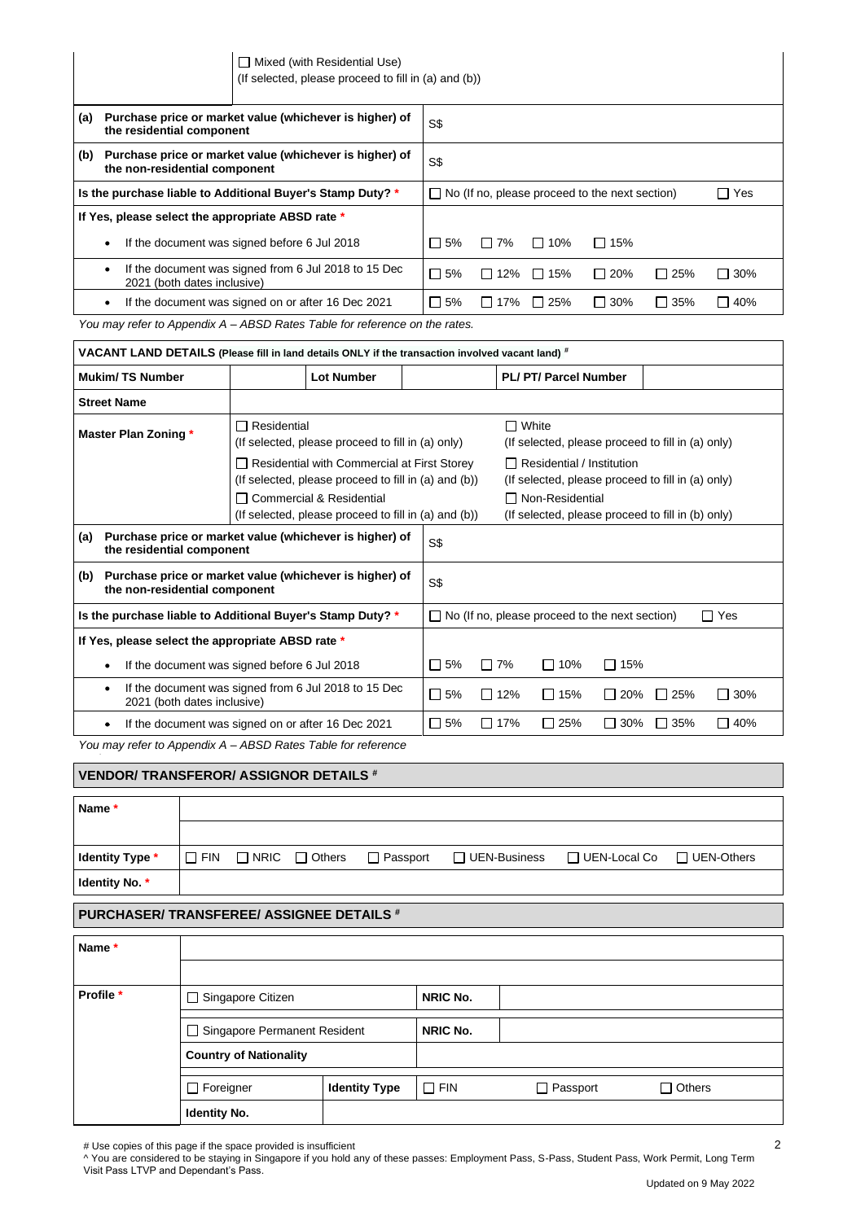| | ☐ Mixed (with Residential Use) (If selected, please proceed to fill in (a) and (b)) |
|---|---|

| | | | | | | |
|---|---|---|---|---|---|---|
| **(a) Purchase price or market value (whichever is higher) of the residential component** | S$ | | | | | |
| **(b) Purchase price or market value (whichever is higher) of the non-residential component** | S$ | | | | | |
| **Is the purchase liable to Additional Buyer's Stamp Duty? *** | ☐ No (If no, please proceed to the next section) | | | | | ☐ Yes |
| **If Yes, please select the appropriate ABSD rate *** | | | | | | |
| • If the document was signed before 6 Jul 2018 | ☐ 5% | ☐ 7% | ☐ 10% | ☐ 15% | | |
| • If the document was signed from 6 Jul 2018 to 15 Dec 2021 (both dates inclusive) | ☐ 5% | ☐ 12% | ☐ 15% | ☐ 20% | ☐ 25% | ☐ 30% |
| • If the document was signed on or after 16 Dec 2021 | ☐ 5% | ☐ 17% | ☐ 25% | ☐ 30% | ☐ 35% | ☐ 40% |

*You may refer to Appendix A – ABSD Rates Table for reference on the rates.*

**VACANT LAND DETAILS** (Please fill in land details ONLY if the transaction involved vacant land) #

| **Mukim/ TS Number** | | **Lot Number** | | **PL/ PT/ Parcel Number** | |
|---|---|---|---|---|---|
| **Street Name** | | | | | |

| **Master Plan Zoning *** | |
|---|---|
| ☐ Residential (If selected, please proceed to fill in (a) only) | ☐ White (If selected, please proceed to fill in (a) only) |
| ☐ Residential with Commercial at First Storey (If selected, please proceed to fill in (a) and (b)) | ☐ Residential / Institution (If selected, please proceed to fill in (a) only) |
| ☐ Commercial & Residential (If selected, please proceed to fill in (a) and (b)) | ☐ Non-Residential (If selected, please proceed to fill in (b) only) |

| | | | | | | |
|---|---|---|---|---|---|---|
| **(a) Purchase price or market value (whichever is higher) of the residential component** | S$ | | | | | |
| **(b) Purchase price or market value (whichever is higher) of the non-residential component** | S$ | | | | | |
| **Is the purchase liable to Additional Buyer's Stamp Duty? *** | ☐ No (If no, please proceed to the next section) | | | | | ☐ Yes |
| **If Yes, please select the appropriate ABSD rate *** | | | | | | |
| • If the document was signed before 6 Jul 2018 | ☐ 5% | ☐ 7% | ☐ 10% | ☐ 15% | | |
| • If the document was signed from 6 Jul 2018 to 15 Dec 2021 (both dates inclusive) | ☐ 5% | ☐ 12% | ☐ 15% | ☐ 20% | ☐ 25% | ☐ 30% |
| • If the document was signed on or after 16 Dec 2021 | ☐ 5% | ☐ 17% | ☐ 25% | ☐ 30% | ☐ 35% | ☐ 40% |

*You may refer to Appendix A – ABSD Rates Table for reference*

**VENDOR/ TRANSFEROR/ ASSIGNOR DETAILS #**

| | |
|---|---|
| **Name *** | |
| | |
| **Identity Type *** | ☐ FIN ☐ NRIC ☐ Others ☐ Passport ☐ UEN-Business ☐ UEN-Local Co ☐ UEN-Others |
| **Identity No. *** | |

**PURCHASER/ TRANSFEREE/ ASSIGNEE DETAILS #**

| | | | | | |
|---|---|---|---|---|---|
| **Name *** | | | | | |
| | | | | | |
| **Profile *** | ☐ Singapore Citizen | | **NRIC No.** | | |
| | ☐ Singapore Permanent Resident | | **NRIC No.** | | |
| | **Country of Nationality** | | | | |
| | ☐ Foreigner | **Identity Type** | ☐ FIN | ☐ Passport | ☐ Others |
| | **Identity No.** | | | | |

# Use copies of this page if the space provided is insufficient

^ You are considered to be staying in Singapore if you hold any of these passes: Employment Pass, S-Pass, Student Pass, Work Permit, Long Term Visit Pass LTVP and Dependant's Pass.

Updated on 9 May 2022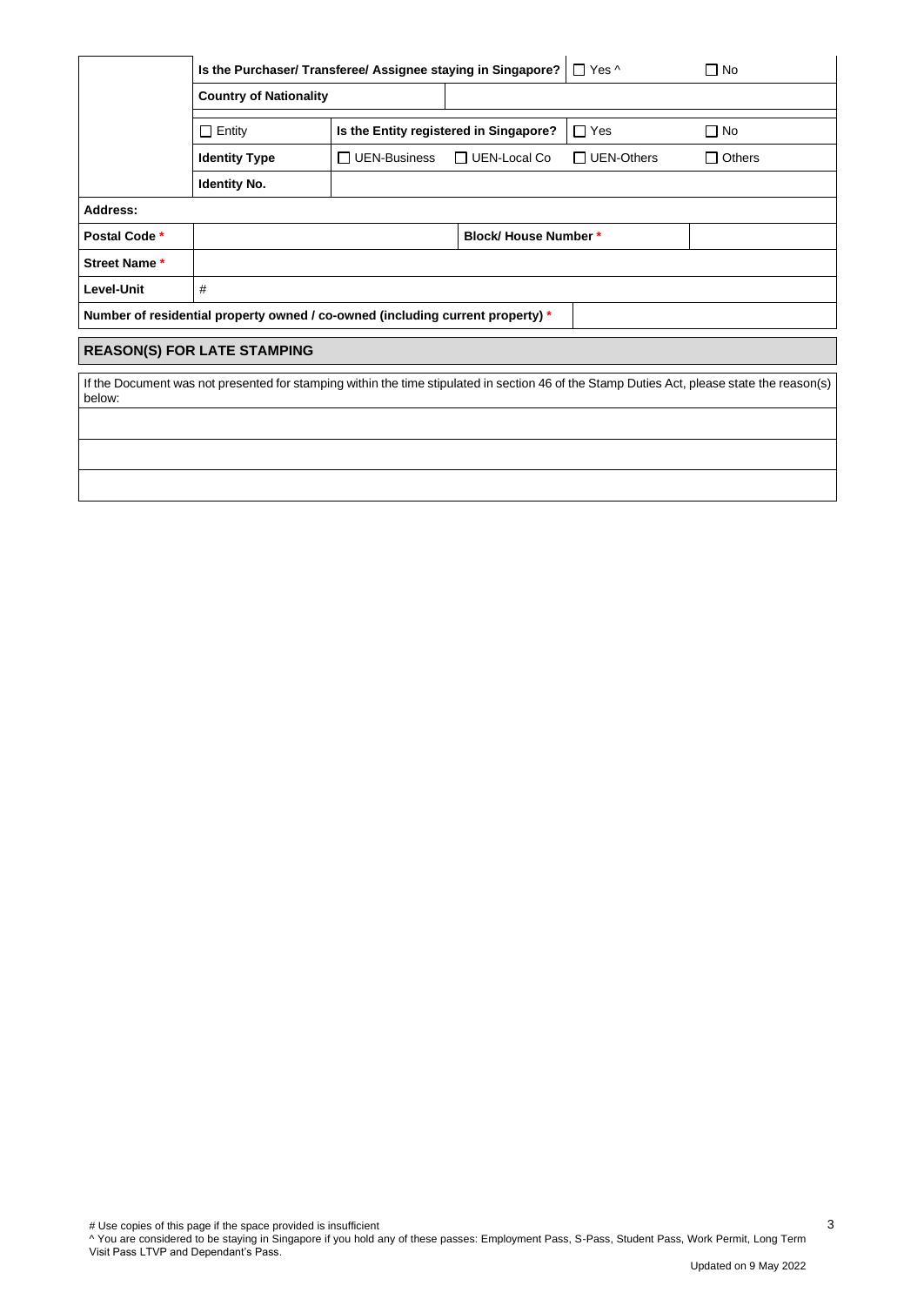| | Is the Purchaser/ Transferee/ Assignee staying in Singapore? | | | ☐ Yes ^ | ☐ No |
|---|---|---|---|---|---|
| | **Country of Nationality** | | | | |
| | ☐ Entity | **Is the Entity registered in Singapore?** | | ☐ Yes | ☐ No |
| | **Identity Type** | ☐ UEN-Business | ☐ UEN-Local Co | ☐ UEN-Others | ☐ Others |
| | **Identity No.** | | | | |
| **Address:** | | | | | |
| **Postal Code *** | | | **Block/ House Number *** | | |
| **Street Name *** | | | | | |
| **Level-Unit** | # | | | | |
| **Number of residential property owned / co-owned (including current property) *** | | | | | |

## REASON(S) FOR LATE STAMPING

| If the Document was not presented for stamping within the time stipulated in section 46 of the Stamp Duties Act, please state the reason(s) below: |
|---|
| |
| |
| |

# Use copies of this page if the space provided is insufficient

^ You are considered to be staying in Singapore if you hold any of these passes: Employment Pass, S-Pass, Student Pass, Work Permit, Long Term Visit Pass LTVP and Dependant's Pass.

Updated on 9 May 2022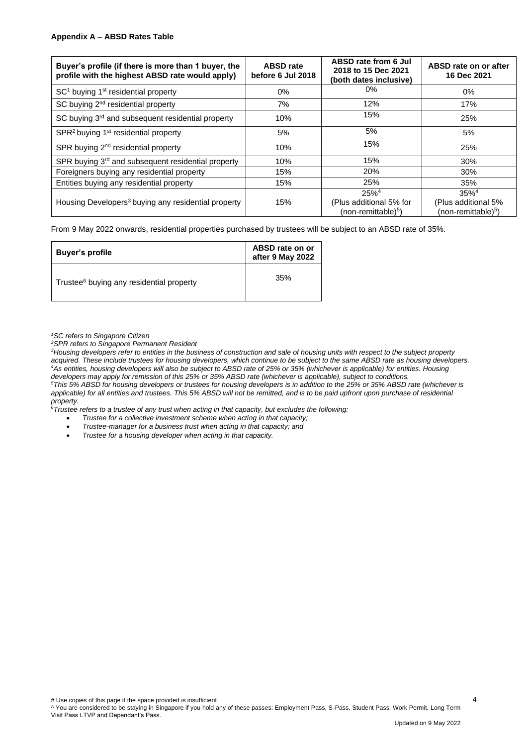**Appendix A – ABSD Rates Table**

| Buyer's profile (if there is more than 1 buyer, the profile with the highest ABSD rate would apply) | ABSD rate before 6 Jul 2018 | ABSD rate from 6 Jul 2018 to 15 Dec 2021 (both dates inclusive) | ABSD rate on or after 16 Dec 2021 |
|---|---|---|---|
| SC[1] buying 1st residential property | 0% | 0% | 0% |
| SC buying 2nd residential property | 7% | 12% | 17% |
| SC buying 3rd and subsequent residential property | 10% | 15% | 25% |
| SPR[2] buying 1st residential property | 5% | 5% | 5% |
| SPR buying 2nd residential property | 10% | 15% | 25% |
| SPR buying 3rd and subsequent residential property | 10% | 15% | 30% |
| Foreigners buying any residential property | 15% | 20% | 30% |
| Entities buying any residential property | 15% | 25% | 35% |
| Housing Developers[3] buying any residential property | 15% | 25%[4] (Plus additional 5% for (non-remittable)[5]) | 35%[4] (Plus additional 5% (non-remittable)[5]) |

From 9 May 2022 onwards, residential properties purchased by trustees will be subject to an ABSD rate of 35%.

| Buyer's profile | ABSD rate on or after 9 May 2022 |
|---|---|
| Trustee[6] buying any residential property | 35% |

*[1]SC refers to Singapore Citizen*
*[2]SPR refers to Singapore Permanent Resident*
*[3]Housing developers refer to entities in the business of construction and sale of housing units with respect to the subject property acquired. These include trustees for housing developers, which continue to be subject to the same ABSD rate as housing developers.*
*[4]As entities, housing developers will also be subject to ABSD rate of 25% or 35% (whichever is applicable) for entities. Housing developers may apply for remission of this 25% or 35% ABSD rate (whichever is applicable), subject to conditions.*
*[5]This 5% ABSD for housing developers or trustees for housing developers is in addition to the 25% or 35% ABSD rate (whichever is applicable) for all entities and trustees. This 5% ABSD will not be remitted, and is to be paid upfront upon purchase of residential property.*
*[6]Trustee refers to a trustee of any trust when acting in that capacity, but excludes the following:*

- *Trustee for a collective investment scheme when acting in that capacity;*
- *Trustee-manager for a business trust when acting in that capacity; and*
- *Trustee for a housing developer when acting in that capacity.*

# Use copies of this page if the space provided is insufficient

^ You are considered to be staying in Singapore if you hold any of these passes: Employment Pass, S-Pass, Student Pass, Work Permit, Long Term Visit Pass LTVP and Dependant's Pass.

Updated on 9 May 2022